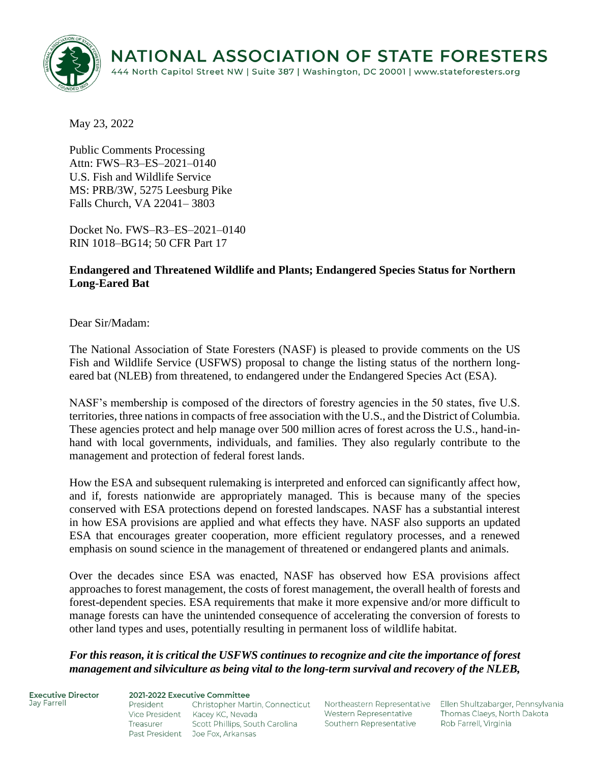# NATIONAL ASSOCIATION OF STATE FORESTERS

444 North Capitol Street NW | Suite 387 | Washington, DC 20001 | www.stateforesters.org

May 23, 2022

Public Comments Processing
Attn: FWS–R3–ES–2021–0140
U.S. Fish and Wildlife Service
MS: PRB/3W, 5275 Leesburg Pike
Falls Church, VA 22041– 3803

Docket No. FWS–R3–ES–2021–0140
RIN 1018–BG14; 50 CFR Part 17

**Endangered and Threatened Wildlife and Plants; Endangered Species Status for Northern Long-Eared Bat**

Dear Sir/Madam:

The National Association of State Foresters (NASF) is pleased to provide comments on the US Fish and Wildlife Service (USFWS) proposal to change the listing status of the northern long-eared bat (NLEB) from threatened, to endangered under the Endangered Species Act (ESA).

NASF's membership is composed of the directors of forestry agencies in the 50 states, five U.S. territories, three nations in compacts of free association with the U.S., and the District of Columbia. These agencies protect and help manage over 500 million acres of forest across the U.S., hand-in-hand with local governments, individuals, and families. They also regularly contribute to the management and protection of federal forest lands.

How the ESA and subsequent rulemaking is interpreted and enforced can significantly affect how, and if, forests nationwide are appropriately managed. This is because many of the species conserved with ESA protections depend on forested landscapes. NASF has a substantial interest in how ESA provisions are applied and what effects they have. NASF also supports an updated ESA that encourages greater cooperation, more efficient regulatory processes, and a renewed emphasis on sound science in the management of threatened or endangered plants and animals.

Over the decades since ESA was enacted, NASF has observed how ESA provisions affect approaches to forest management, the costs of forest management, the overall health of forests and forest-dependent species. ESA requirements that make it more expensive and/or more difficult to manage forests can have the unintended consequence of accelerating the conversion of forests to other land types and uses, potentially resulting in permanent loss of wildlife habitat.

***For this reason, it is critical the USFWS continues to recognize and cite the importance of forest management and silviculture as being vital to the long-term survival and recovery of the NLEB,***

**Executive Director**
Jay Farrell

**2021-2022 Executive Committee**

| | | | |
|---|---|---|---|
| President | Christopher Martin, Connecticut | Northeastern Representative | Ellen Shultzabarger, Pennsylvania |
| Vice President | Kacey KC, Nevada | Western Representative | Thomas Claeys, North Dakota |
| Treasurer | Scott Phillips, South Carolina | Southern Representative | Rob Farrell, Virginia |
| Past President | Joe Fox, Arkansas | | |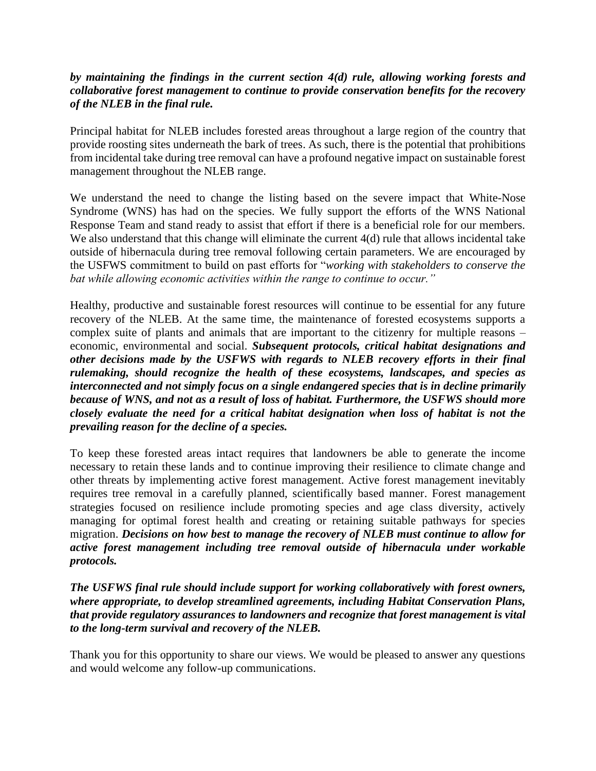***by maintaining the findings in the current section 4(d) rule, allowing working forests and collaborative forest management to continue to provide conservation benefits for the recovery of the NLEB in the final rule.***

Principal habitat for NLEB includes forested areas throughout a large region of the country that provide roosting sites underneath the bark of trees. As such, there is the potential that prohibitions from incidental take during tree removal can have a profound negative impact on sustainable forest management throughout the NLEB range.

We understand the need to change the listing based on the severe impact that White-Nose Syndrome (WNS) has had on the species. We fully support the efforts of the WNS National Response Team and stand ready to assist that effort if there is a beneficial role for our members. We also understand that this change will eliminate the current 4(d) rule that allows incidental take outside of hibernacula during tree removal following certain parameters. We are encouraged by the USFWS commitment to build on past efforts for "*working with stakeholders to conserve the bat while allowing economic activities within the range to continue to occur."*

Healthy, productive and sustainable forest resources will continue to be essential for any future recovery of the NLEB. At the same time, the maintenance of forested ecosystems supports a complex suite of plants and animals that are important to the citizenry for multiple reasons – economic, environmental and social. ***Subsequent protocols, critical habitat designations and other decisions made by the USFWS with regards to NLEB recovery efforts in their final rulemaking, should recognize the health of these ecosystems, landscapes, and species as interconnected and not simply focus on a single endangered species that is in decline primarily because of WNS, and not as a result of loss of habitat. Furthermore, the USFWS should more closely evaluate the need for a critical habitat designation when loss of habitat is not the prevailing reason for the decline of a species.***

To keep these forested areas intact requires that landowners be able to generate the income necessary to retain these lands and to continue improving their resilience to climate change and other threats by implementing active forest management. Active forest management inevitably requires tree removal in a carefully planned, scientifically based manner. Forest management strategies focused on resilience include promoting species and age class diversity, actively managing for optimal forest health and creating or retaining suitable pathways for species migration. ***Decisions on how best to manage the recovery of NLEB must continue to allow for active forest management including tree removal outside of hibernacula under workable protocols.***

***The USFWS final rule should include support for working collaboratively with forest owners, where appropriate, to develop streamlined agreements, including Habitat Conservation Plans, that provide regulatory assurances to landowners and recognize that forest management is vital to the long-term survival and recovery of the NLEB.***

Thank you for this opportunity to share our views. We would be pleased to answer any questions and would welcome any follow-up communications.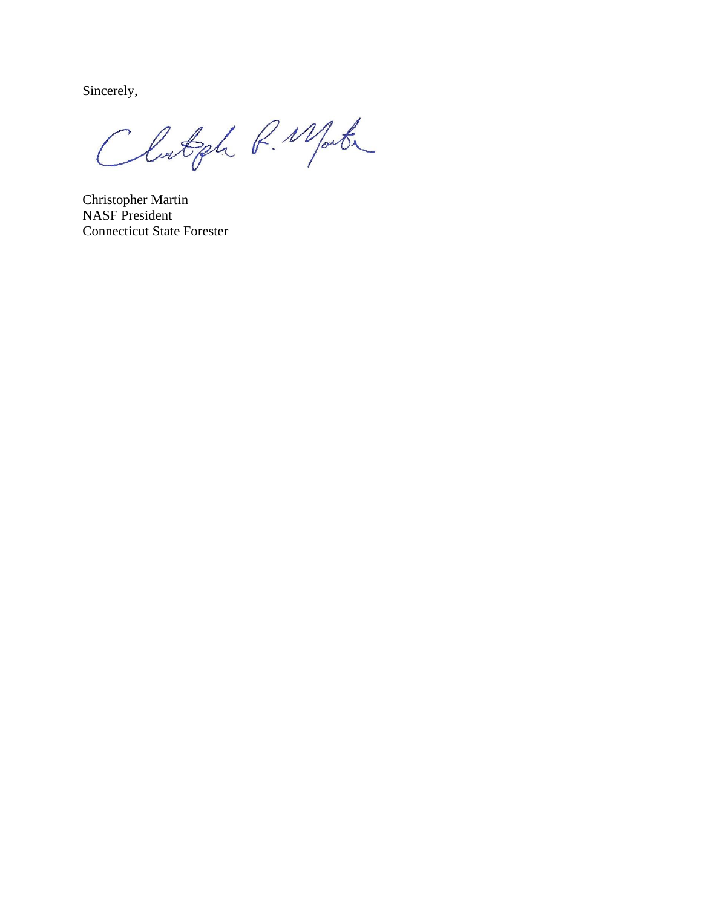Sincerely,

Christopher Martin
NASF President
Connecticut State Forester